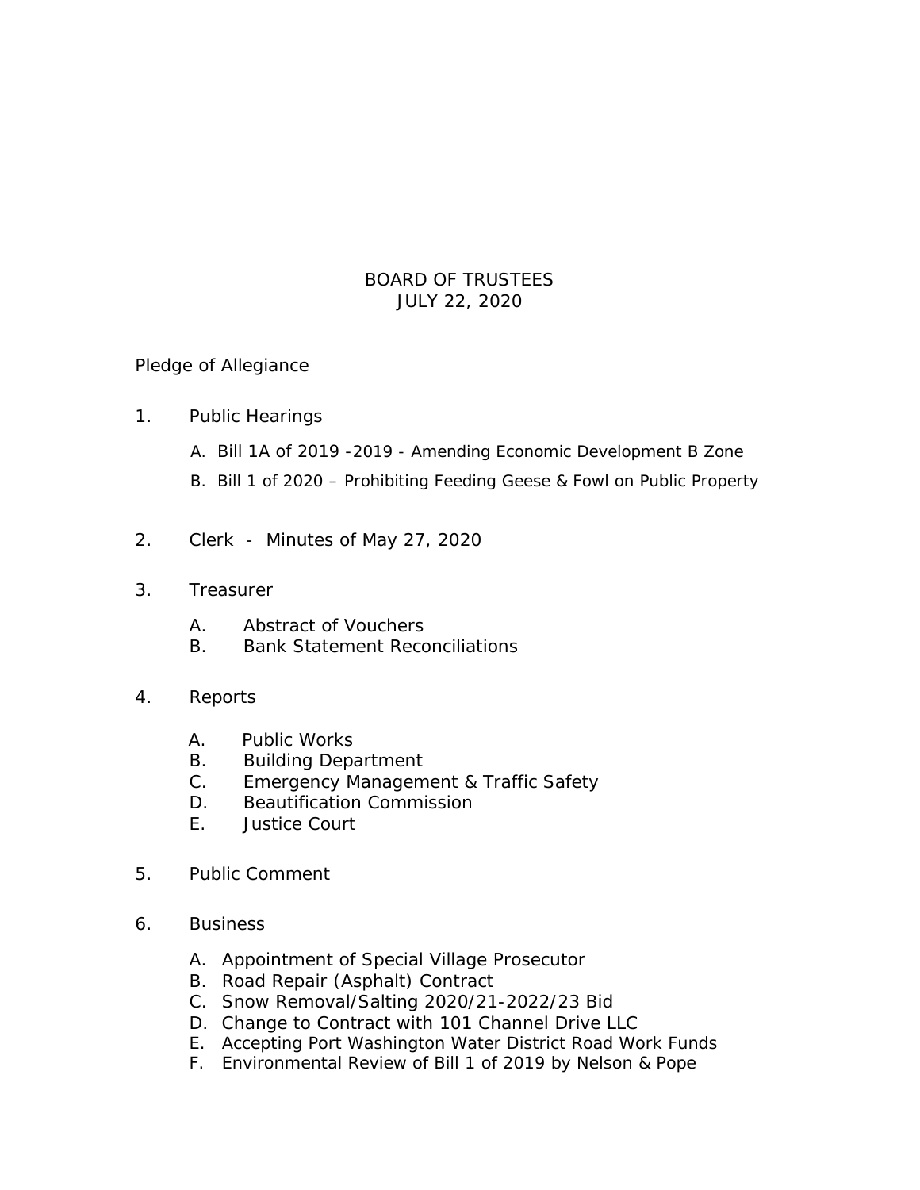# BOARD OF TRUSTEES
## <u>JULY 22, 2020</u>

Pledge of Allegiance

1. Public Hearings

   A. Bill 1A of 2019 -2019 - Amending Economic Development B Zone

   B. Bill 1 of 2020 – Prohibiting Feeding Geese & Fowl on Public Property

2. Clerk - Minutes of May 27, 2020

3. Treasurer

   A. Abstract of Vouchers
   B. Bank Statement Reconciliations

4. Reports

   A. Public Works
   B. Building Department
   C. Emergency Management & Traffic Safety
   D. Beautification Commission
   E. Justice Court

5. Public Comment

6. Business

   A. Appointment of Special Village Prosecutor
   B. Road Repair (Asphalt) Contract
   C. Snow Removal/Salting 2020/21-2022/23 Bid
   D. Change to Contract with 101 Channel Drive LLC
   E. Accepting Port Washington Water District Road Work Funds
   F. Environmental Review of Bill 1 of 2019 by Nelson & Pope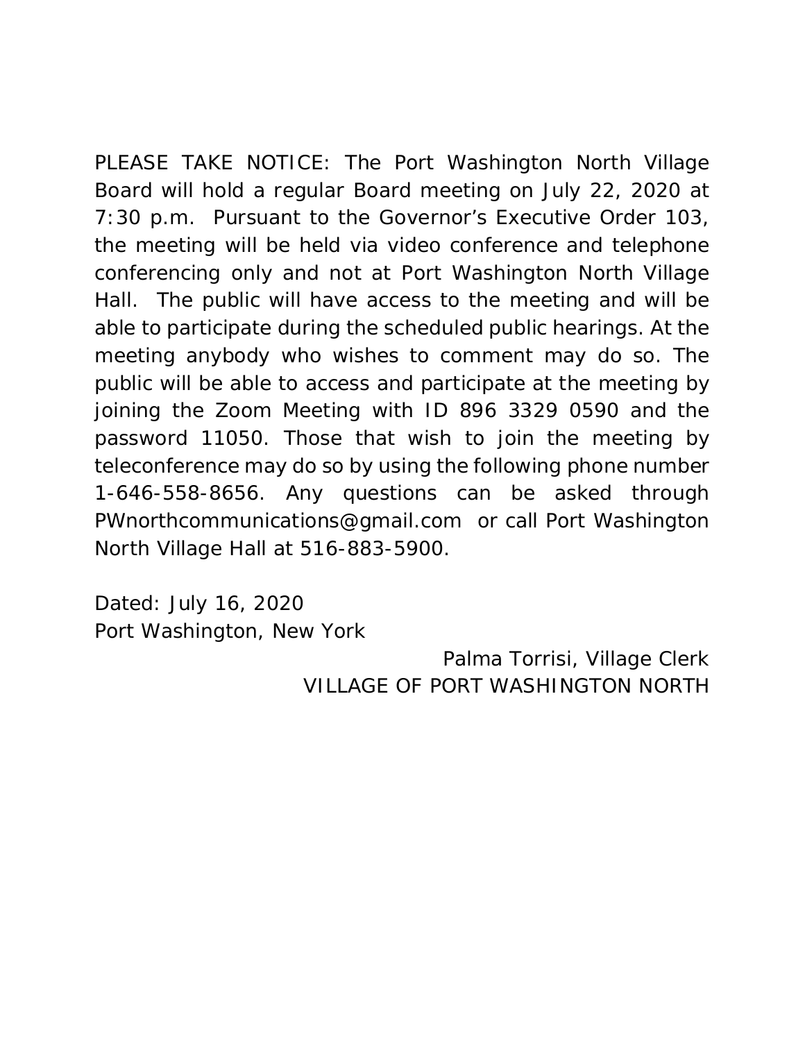PLEASE TAKE NOTICE: The Port Washington North Village Board will hold a regular Board meeting on July 22, 2020 at 7:30 p.m. Pursuant to the Governor's Executive Order 103, the meeting will be held via video conference and telephone conferencing only and not at Port Washington North Village Hall. The public will have access to the meeting and will be able to participate during the scheduled public hearings. At the meeting anybody who wishes to comment may do so. The public will be able to access and participate at the meeting by joining the Zoom Meeting with ID 896 3329 0590 and the password 11050. Those that wish to join the meeting by teleconference may do so by using the following phone number 1-646-558-8656. Any questions can be asked through PWnorthcommunications@gmail.com or call Port Washington North Village Hall at 516-883-5900.

Dated: July 16, 2020
Port Washington, New York

Palma Torrisi, Village Clerk
VILLAGE OF PORT WASHINGTON NORTH